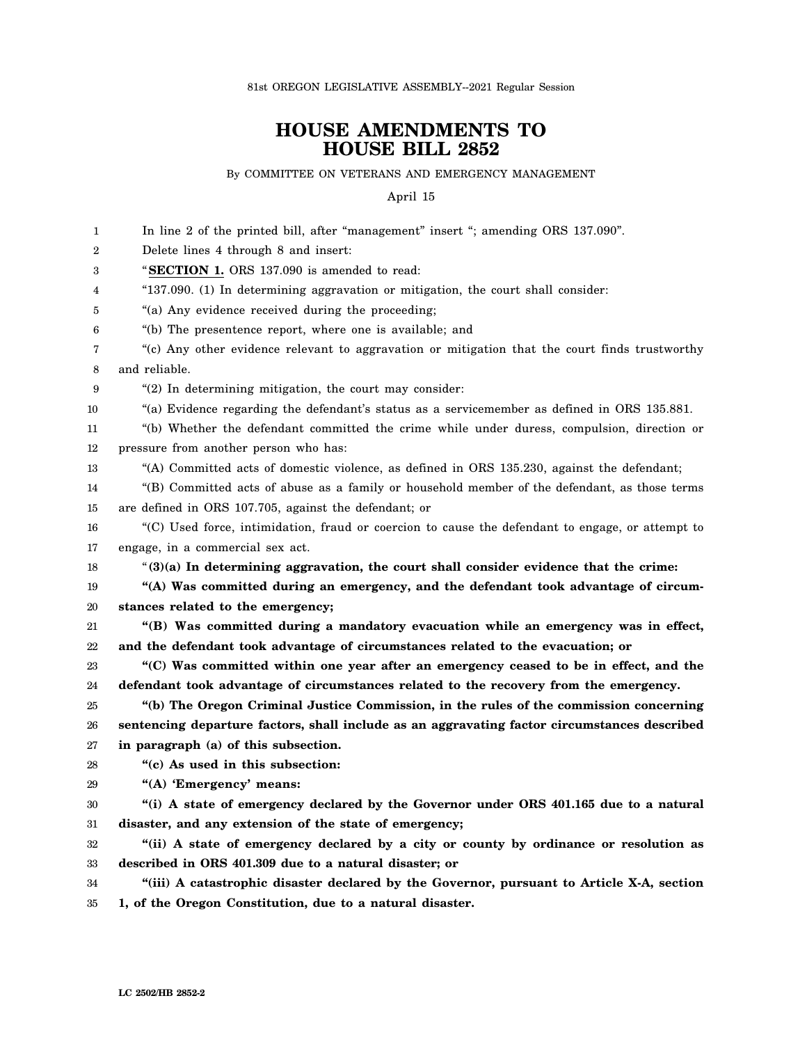81st OREGON LEGISLATIVE ASSEMBLY--2021 Regular Session

# HOUSE AMENDMENTS TO HOUSE BILL 2852

By COMMITTEE ON VETERANS AND EMERGENCY MANAGEMENT

April 15

In line 2 of the printed bill, after "management" insert "; amending ORS 137.090".

Delete lines 4 through 8 and insert:

"**SECTION 1.** ORS 137.090 is amended to read:

"137.090. (1) In determining aggravation or mitigation, the court shall consider:

"(a) Any evidence received during the proceeding;

"(b) The presentence report, where one is available; and

"(c) Any other evidence relevant to aggravation or mitigation that the court finds trustworthy and reliable.

"(2) In determining mitigation, the court may consider:

"(a) Evidence regarding the defendant's status as a servicemember as defined in ORS 135.881.

"(b) Whether the defendant committed the crime while under duress, compulsion, direction or pressure from another person who has:

"(A) Committed acts of domestic violence, as defined in ORS 135.230, against the defendant;

"(B) Committed acts of abuse as a family or household member of the defendant, as those terms are defined in ORS 107.705, against the defendant; or

"(C) Used force, intimidation, fraud or coercion to cause the defendant to engage, or attempt to engage, in a commercial sex act.

"**(3)(a) In determining aggravation, the court shall consider evidence that the crime:**

**"(A) Was committed during an emergency, and the defendant took advantage of circumstances related to the emergency;**

**"(B) Was committed during a mandatory evacuation while an emergency was in effect, and the defendant took advantage of circumstances related to the evacuation; or**

**"(C) Was committed within one year after an emergency ceased to be in effect, and the defendant took advantage of circumstances related to the recovery from the emergency.**

**"(b) The Oregon Criminal Justice Commission, in the rules of the commission concerning sentencing departure factors, shall include as an aggravating factor circumstances described in paragraph (a) of this subsection.**

**"(c) As used in this subsection:**

**"(A) 'Emergency' means:**

**"(i) A state of emergency declared by the Governor under ORS 401.165 due to a natural disaster, and any extension of the state of emergency;**

**"(ii) A state of emergency declared by a city or county by ordinance or resolution as described in ORS 401.309 due to a natural disaster; or**

**"(iii) A catastrophic disaster declared by the Governor, pursuant to Article X-A, section 1, of the Oregon Constitution, due to a natural disaster.**

LC 2502/HB 2852-2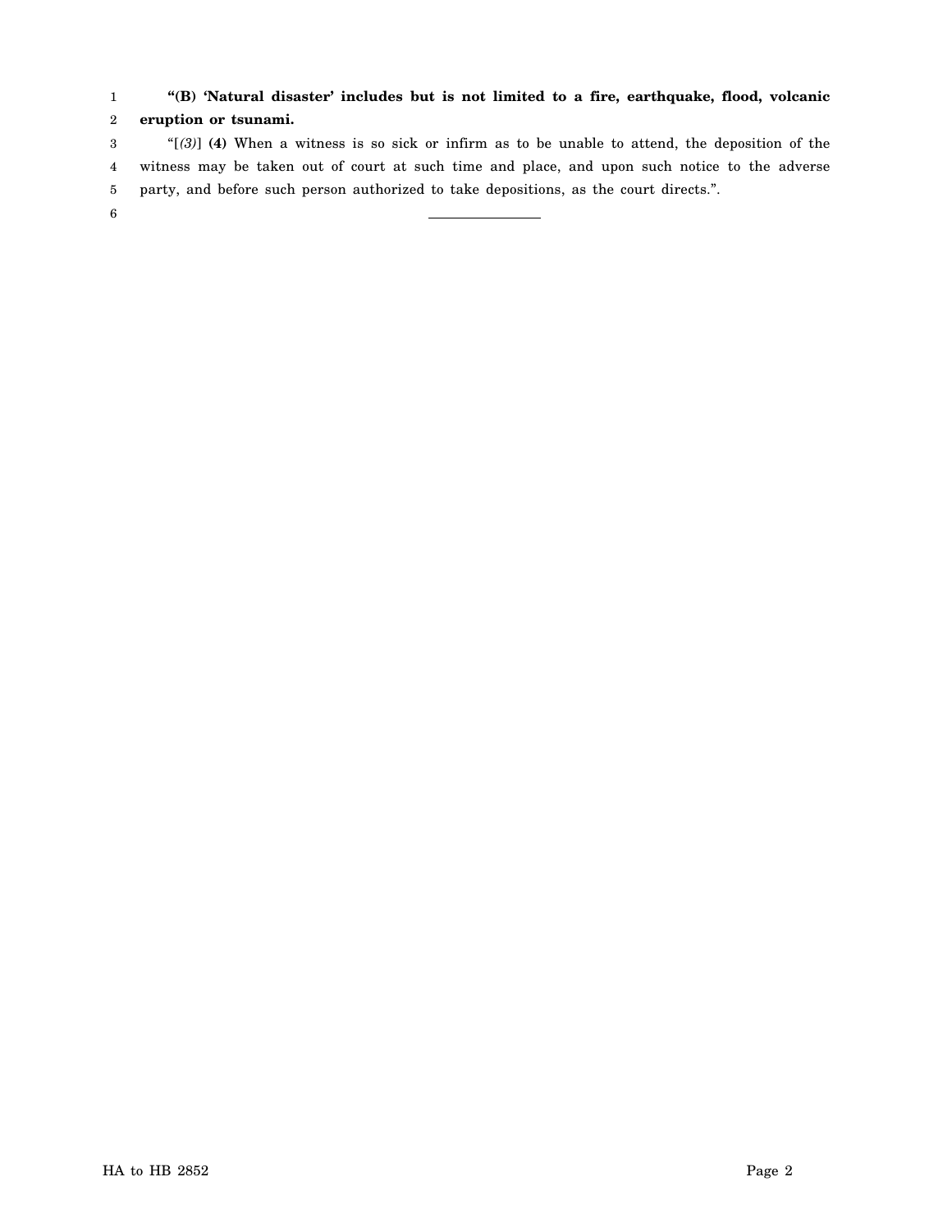**"(B) 'Natural disaster' includes but is not limited to a fire, earthquake, flood, volcanic eruption or tsunami.**

"[*(3)*] **(4)** When a witness is so sick or infirm as to be unable to attend, the deposition of the witness may be taken out of court at such time and place, and upon such notice to the adverse party, and before such person authorized to take depositions, as the court directs.".

---